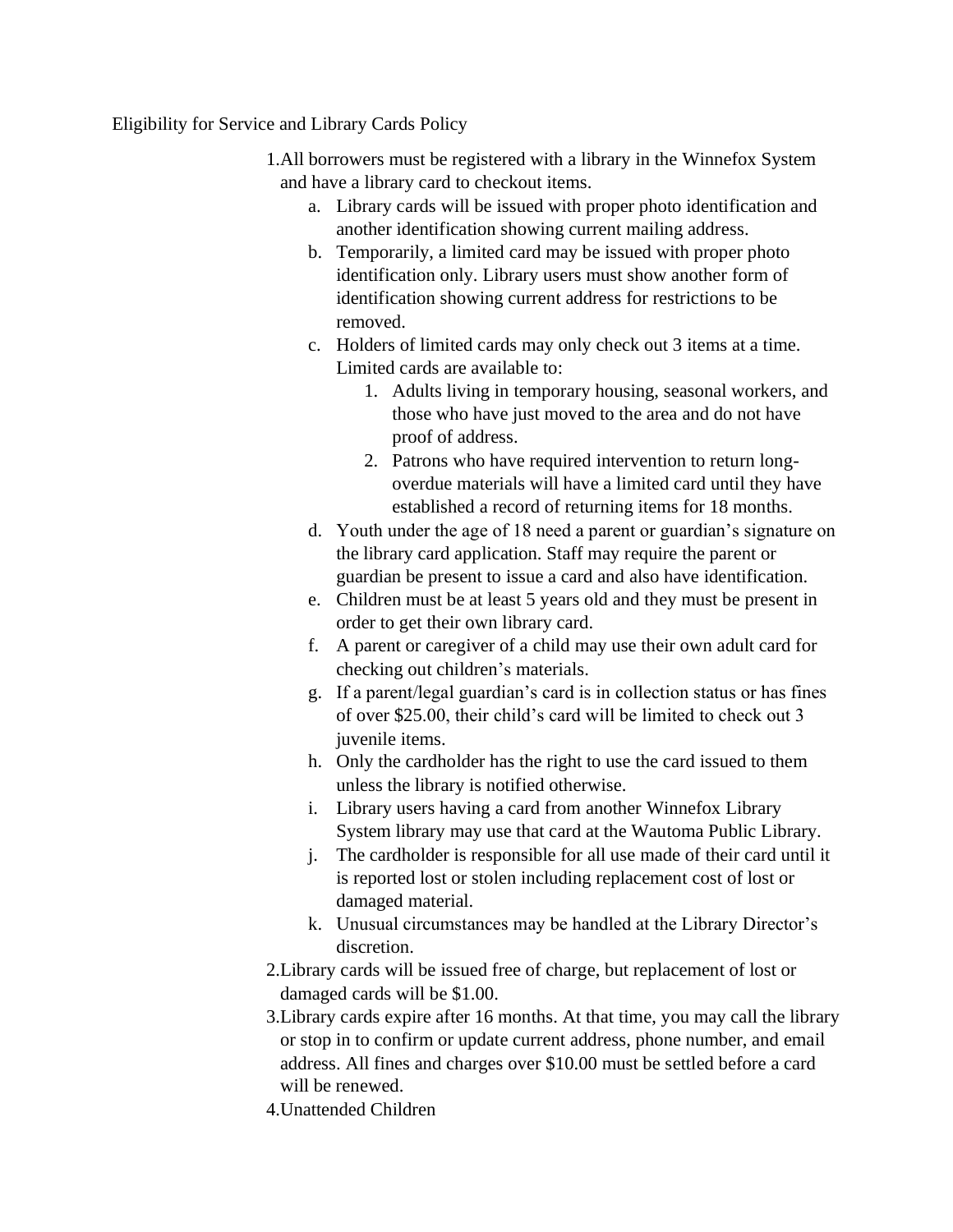# Eligibility for Service and Library Cards Policy

1. All borrowers must be registered with a library in the Winnefox System and have a library card to checkout items.
   a. Library cards will be issued with proper photo identification and another identification showing current mailing address.
   b. Temporarily, a limited card may be issued with proper photo identification only. Library users must show another form of identification showing current address for restrictions to be removed.
   c. Holders of limited cards may only check out 3 items at a time. Limited cards are available to:
      1. Adults living in temporary housing, seasonal workers, and those who have just moved to the area and do not have proof of address.
      2. Patrons who have required intervention to return long-overdue materials will have a limited card until they have established a record of returning items for 18 months.
   d. Youth under the age of 18 need a parent or guardian's signature on the library card application. Staff may require the parent or guardian be present to issue a card and also have identification.
   e. Children must be at least 5 years old and they must be present in order to get their own library card.
   f. A parent or caregiver of a child may use their own adult card for checking out children's materials.
   g. If a parent/legal guardian's card is in collection status or has fines of over $25.00, their child's card will be limited to check out 3 juvenile items.
   h. Only the cardholder has the right to use the card issued to them unless the library is notified otherwise.
   i. Library users having a card from another Winnefox Library System library may use that card at the Wautoma Public Library.
   j. The cardholder is responsible for all use made of their card until it is reported lost or stolen including replacement cost of lost or damaged material.
   k. Unusual circumstances may be handled at the Library Director's discretion.
2. Library cards will be issued free of charge, but replacement of lost or damaged cards will be $1.00.
3. Library cards expire after 16 months. At that time, you may call the library or stop in to confirm or update current address, phone number, and email address. All fines and charges over $10.00 must be settled before a card will be renewed.
4. Unattended Children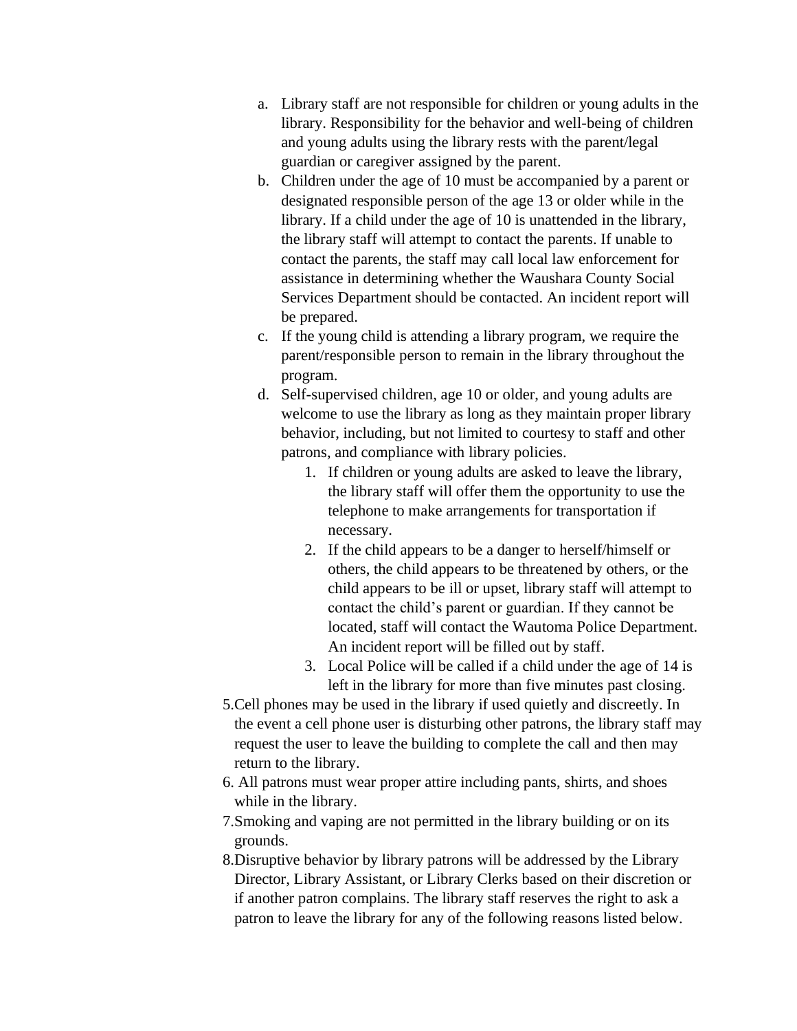a. Library staff are not responsible for children or young adults in the library. Responsibility for the behavior and well-being of children and young adults using the library rests with the parent/legal guardian or caregiver assigned by the parent.

b. Children under the age of 10 must be accompanied by a parent or designated responsible person of the age 13 or older while in the library. If a child under the age of 10 is unattended in the library, the library staff will attempt to contact the parents. If unable to contact the parents, the staff may call local law enforcement for assistance in determining whether the Waushara County Social Services Department should be contacted. An incident report will be prepared.

c. If the young child is attending a library program, we require the parent/responsible person to remain in the library throughout the program.

d. Self-supervised children, age 10 or older, and young adults are welcome to use the library as long as they maintain proper library behavior, including, but not limited to courtesy to staff and other patrons, and compliance with library policies.

    1. If children or young adults are asked to leave the library, the library staff will offer them the opportunity to use the telephone to make arrangements for transportation if necessary.
    2. If the child appears to be a danger to herself/himself or others, the child appears to be threatened by others, or the child appears to be ill or upset, library staff will attempt to contact the child's parent or guardian. If they cannot be located, staff will contact the Wautoma Police Department. An incident report will be filled out by staff.
    3. Local Police will be called if a child under the age of 14 is left in the library for more than five minutes past closing.

5. Cell phones may be used in the library if used quietly and discreetly. In the event a cell phone user is disturbing other patrons, the library staff may request the user to leave the building to complete the call and then may return to the library.
6. All patrons must wear proper attire including pants, shirts, and shoes while in the library.
7. Smoking and vaping are not permitted in the library building or on its grounds.
8. Disruptive behavior by library patrons will be addressed by the Library Director, Library Assistant, or Library Clerks based on their discretion or if another patron complains. The library staff reserves the right to ask a patron to leave the library for any of the following reasons listed below.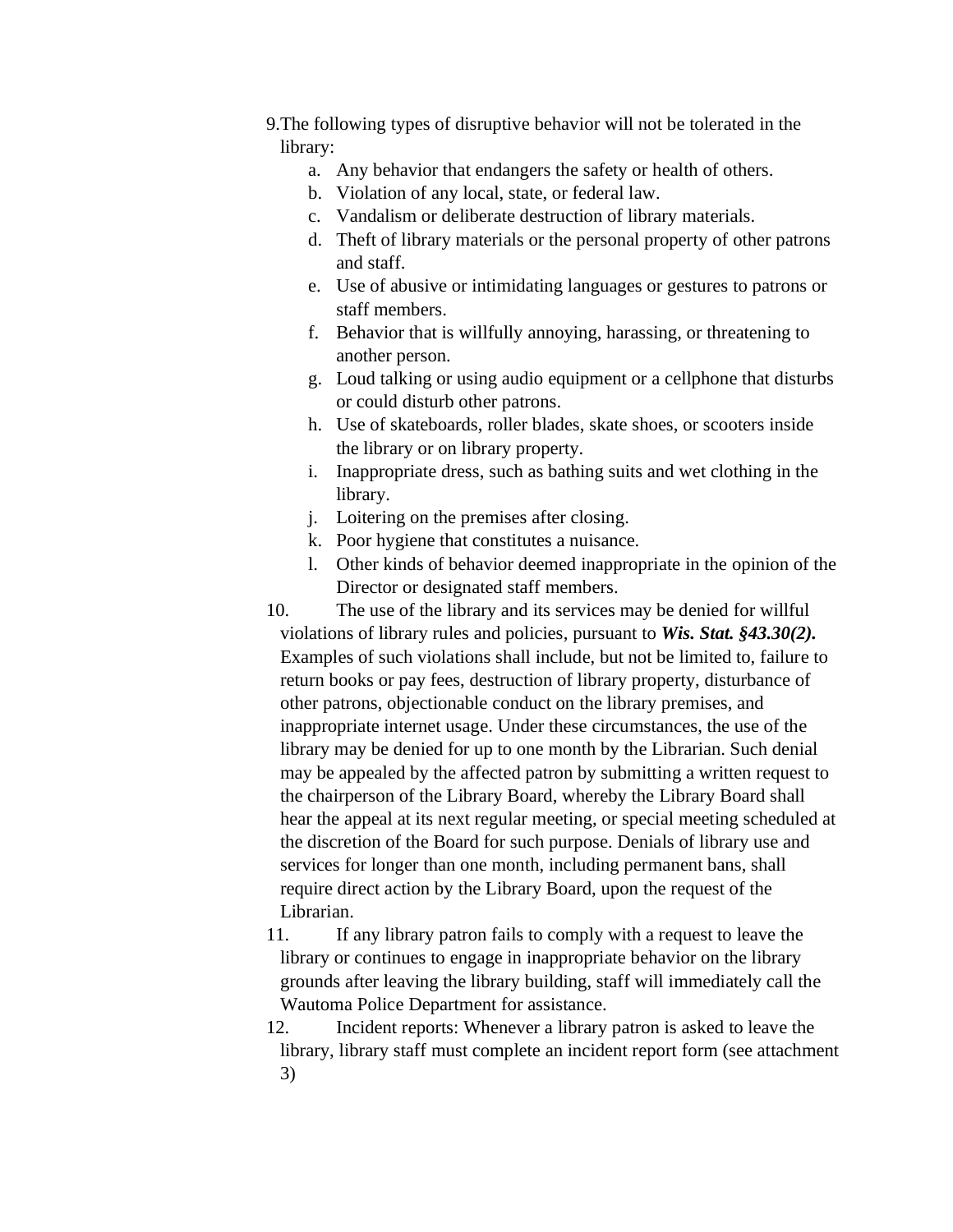9. The following types of disruptive behavior will not be tolerated in the library:
    a. Any behavior that endangers the safety or health of others.
    b. Violation of any local, state, or federal law.
    c. Vandalism or deliberate destruction of library materials.
    d. Theft of library materials or the personal property of other patrons and staff.
    e. Use of abusive or intimidating languages or gestures to patrons or staff members.
    f. Behavior that is willfully annoying, harassing, or threatening to another person.
    g. Loud talking or using audio equipment or a cellphone that disturbs or could disturb other patrons.
    h. Use of skateboards, roller blades, skate shoes, or scooters inside the library or on library property.
    i. Inappropriate dress, such as bathing suits and wet clothing in the library.
    j. Loitering on the premises after closing.
    k. Poor hygiene that constitutes a nuisance.
    l. Other kinds of behavior deemed inappropriate in the opinion of the Director or designated staff members.
10. The use of the library and its services may be denied for willful violations of library rules and policies, pursuant to ***Wis. Stat. §43.30(2).*** Examples of such violations shall include, but not be limited to, failure to return books or pay fees, destruction of library property, disturbance of other patrons, objectionable conduct on the library premises, and inappropriate internet usage. Under these circumstances, the use of the library may be denied for up to one month by the Librarian. Such denial may be appealed by the affected patron by submitting a written request to the chairperson of the Library Board, whereby the Library Board shall hear the appeal at its next regular meeting, or special meeting scheduled at the discretion of the Board for such purpose. Denials of library use and services for longer than one month, including permanent bans, shall require direct action by the Library Board, upon the request of the Librarian.
11. If any library patron fails to comply with a request to leave the library or continues to engage in inappropriate behavior on the library grounds after leaving the library building, staff will immediately call the Wautoma Police Department for assistance.
12. Incident reports: Whenever a library patron is asked to leave the library, library staff must complete an incident report form (see attachment 3)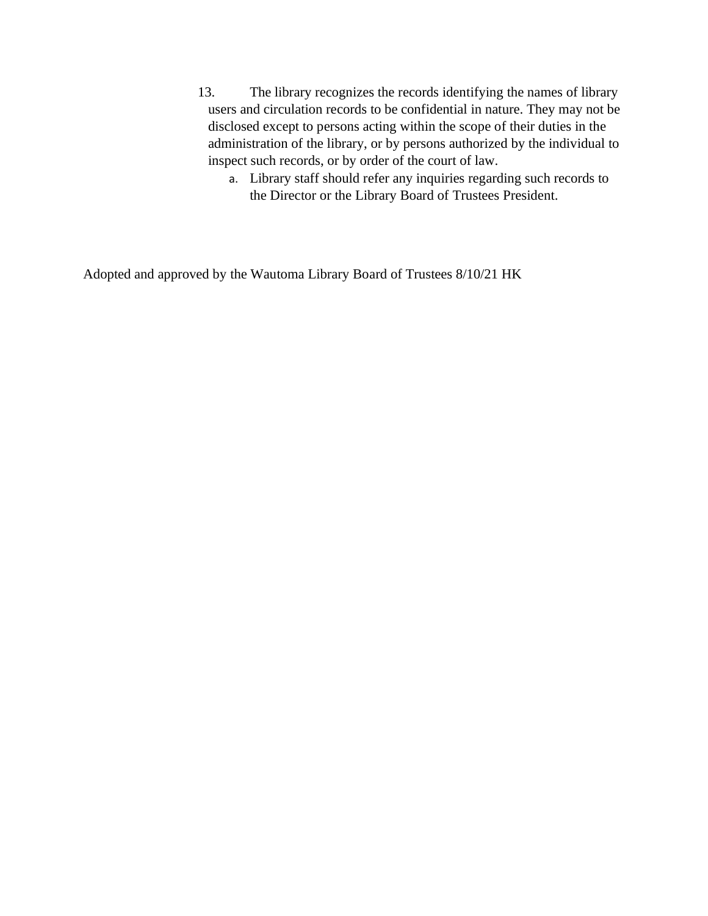13. The library recognizes the records identifying the names of library users and circulation records to be confidential in nature. They may not be disclosed except to persons acting within the scope of their duties in the administration of the library, or by persons authorized by the individual to inspect such records, or by order of the court of law.
    a. Library staff should refer any inquiries regarding such records to the Director or the Library Board of Trustees President.

Adopted and approved by the Wautoma Library Board of Trustees 8/10/21 HK